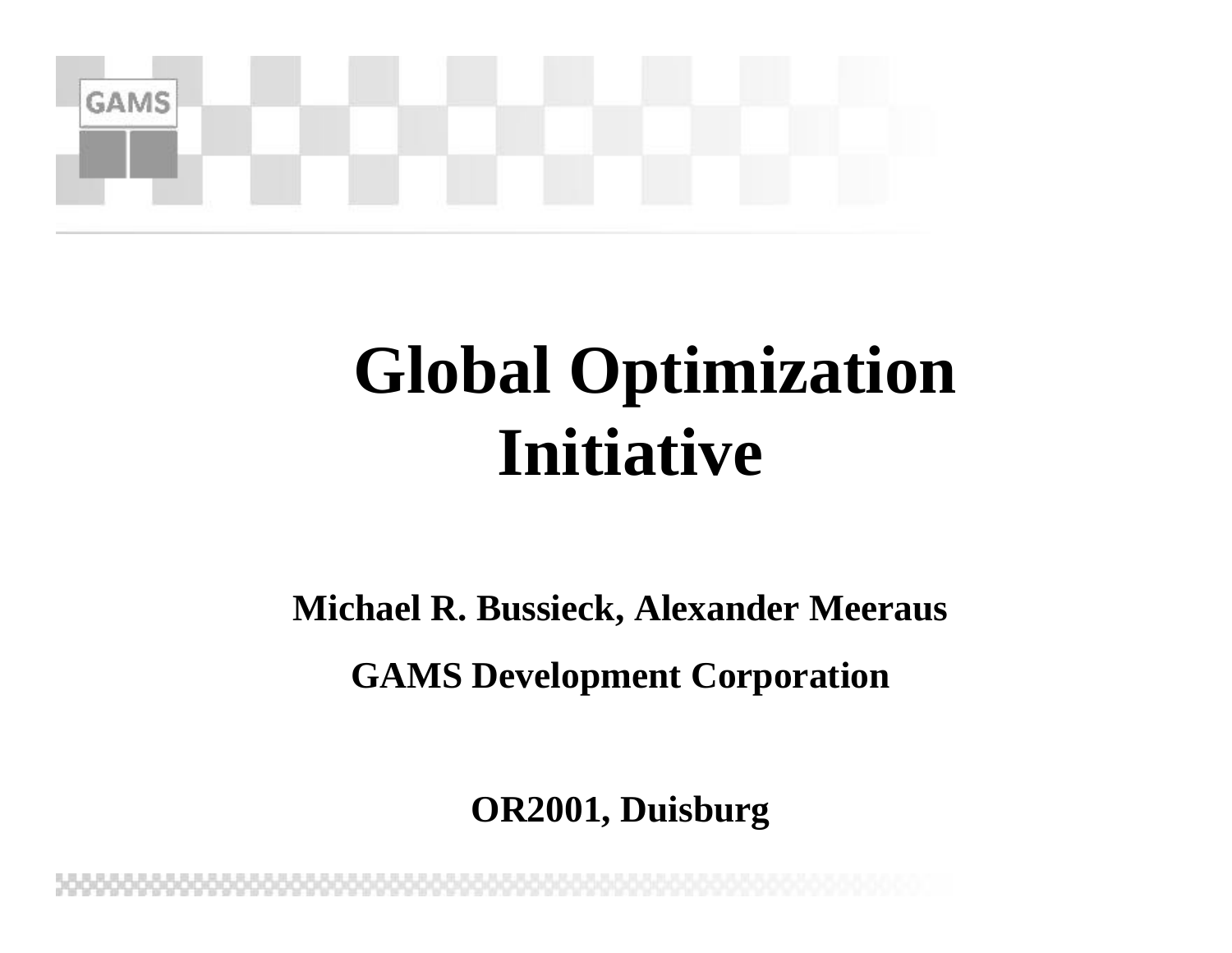# Global Optimization Initiative

**Michael R. Bussieck, Alexander Meeraus**

**GAMS Development Corporation**

**OR2001, Duisburg**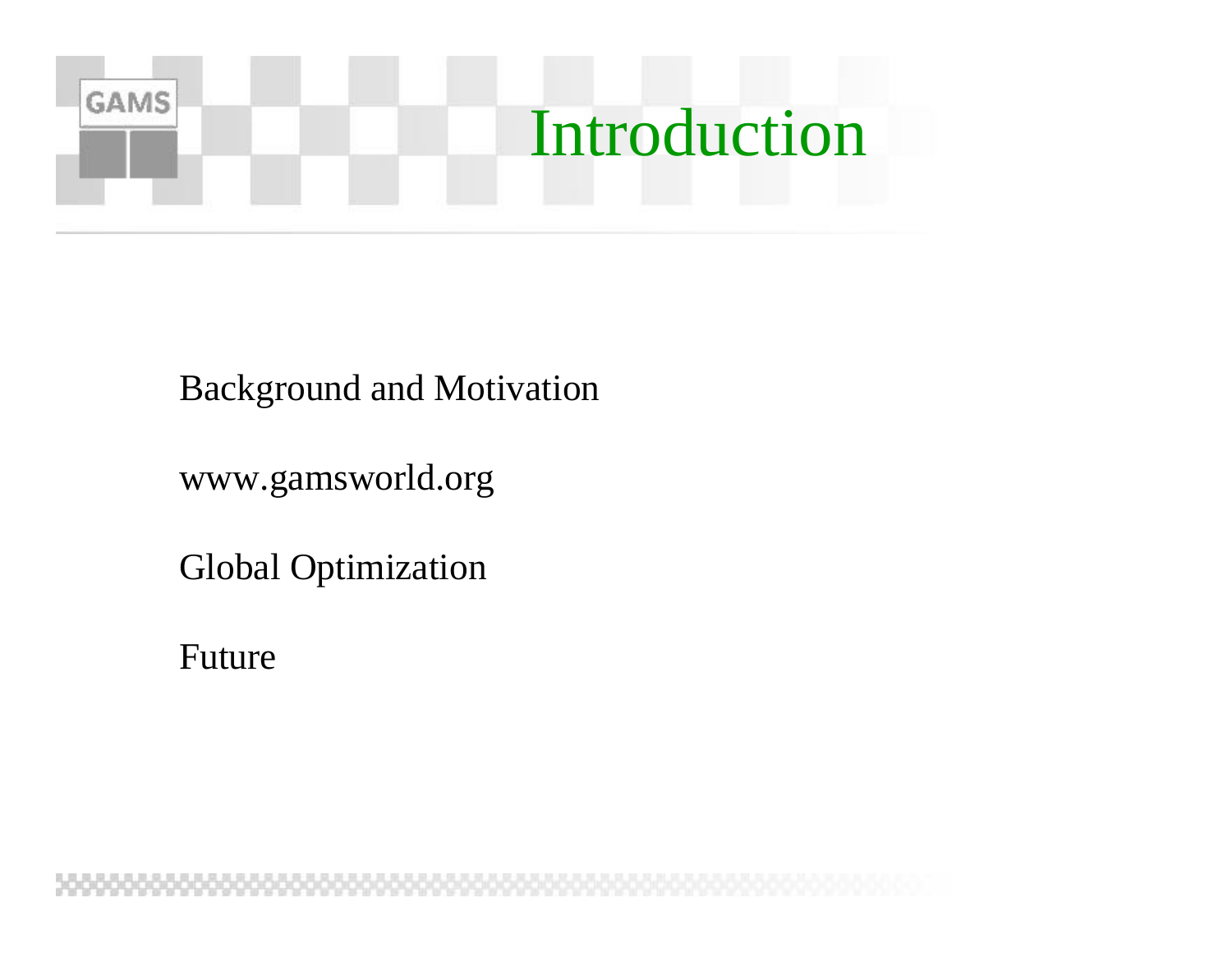# Introduction

Background and Motivation

www.gamsworld.org

Global Optimization

Future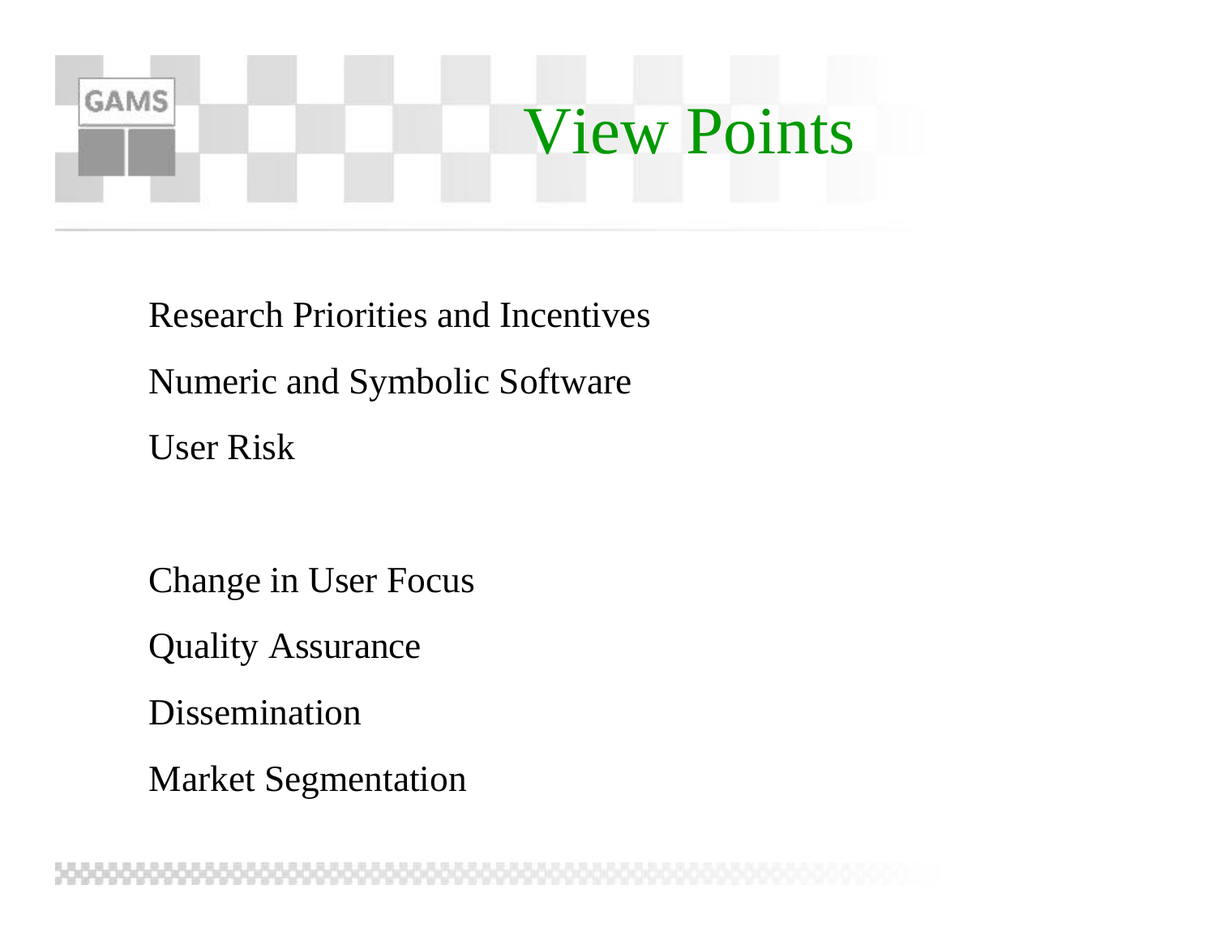# View Points

Research Priorities and Incentives

Numeric and Symbolic Software

User Risk

Change in User Focus

Quality Assurance

Dissemination

Market Segmentation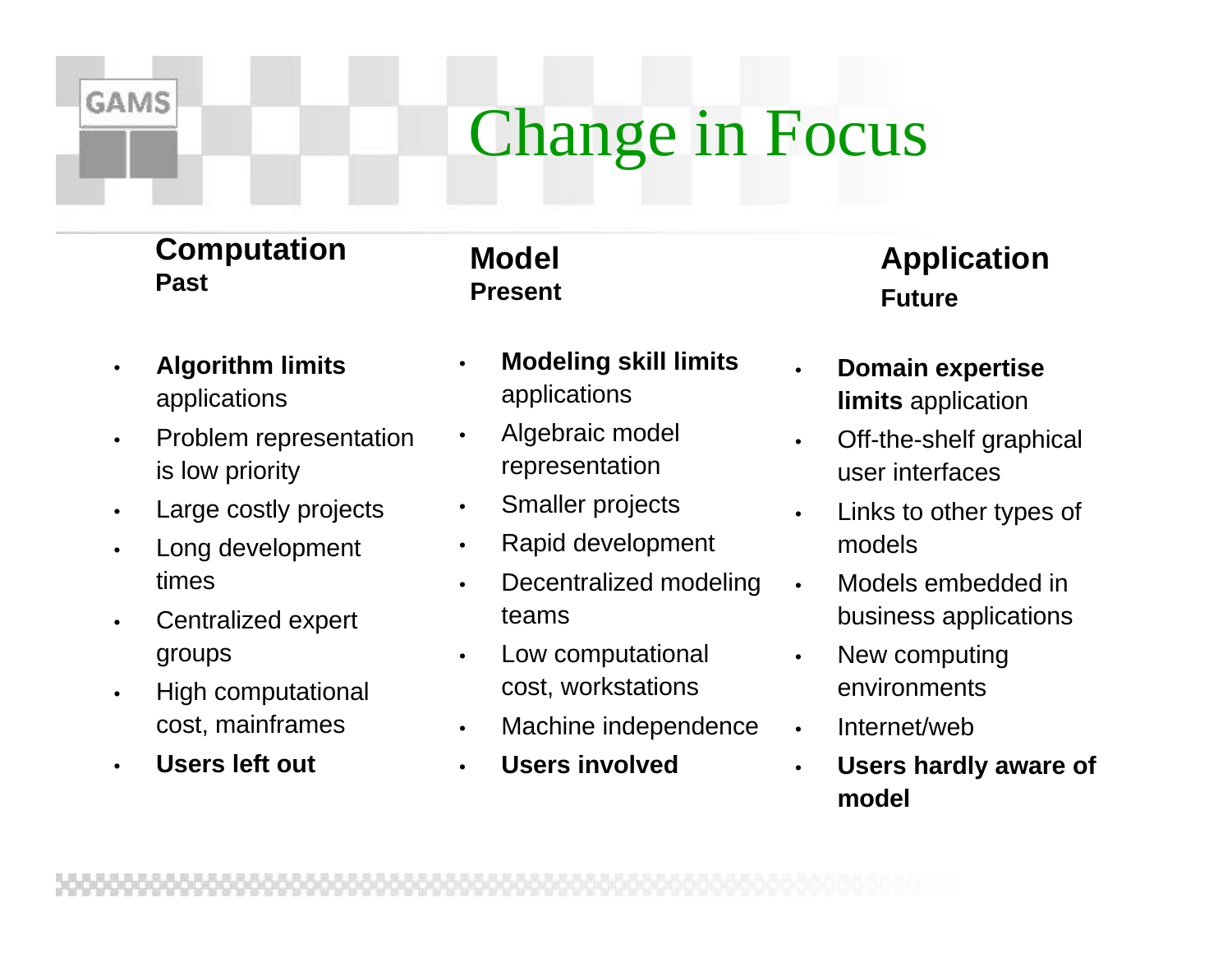# Change in Focus

### Computation
**Past**

- **Algorithm limits** applications
- Problem representation is low priority
- Large costly projects
- Long development times
- Centralized expert groups
- High computational cost, mainframes
- **Users left out**

### Model
**Present**

- **Modeling skill limits** applications
- Algebraic model representation
- Smaller projects
- Rapid development
- Decentralized modeling teams
- Low computational cost, workstations
- Machine independence
- **Users involved**

### Application
**Future**

- **Domain expertise limits** application
- Off-the-shelf graphical user interfaces
- Links to other types of models
- Models embedded in business applications
- New computing environments
- Internet/web
- **Users hardly aware of model**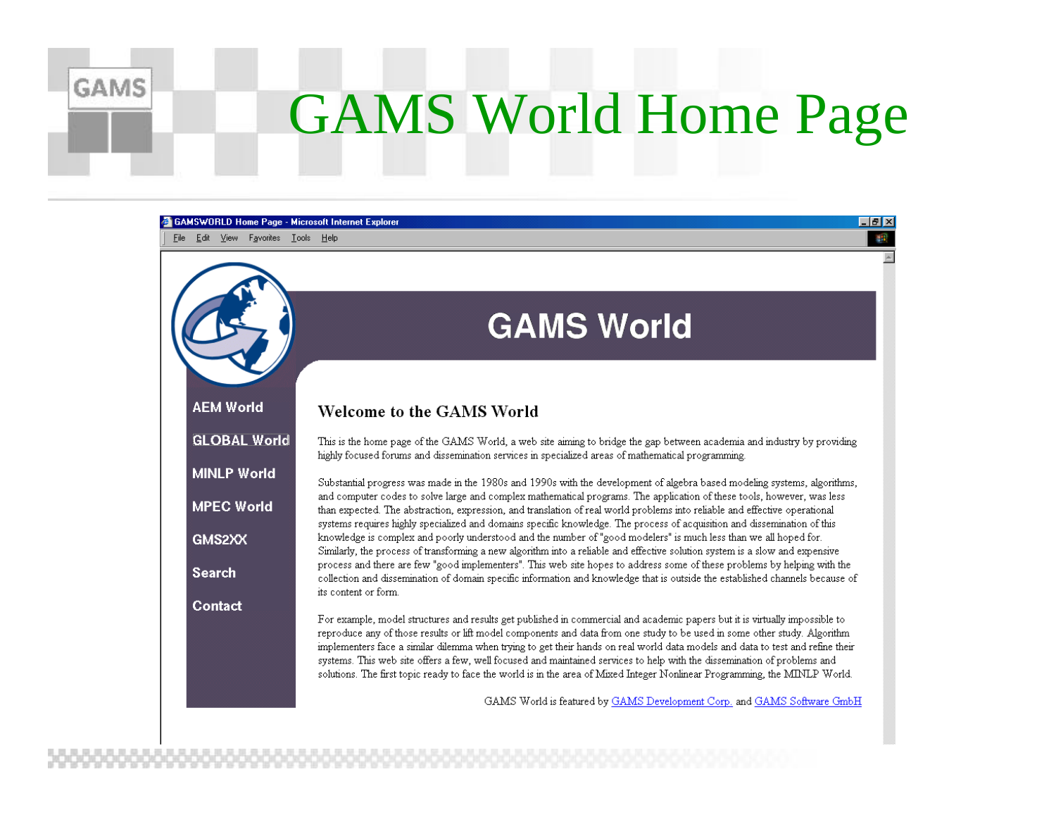# GAMS World Home Page

GAMSWORLD Home Page - Microsoft Internet Explorer

File Edit View Favorites Tools Help

## GAMS World

- AEM World
- GLOBAL World
- MINLP World
- MPEC World
- GMS2XX
- Search
- Contact

### Welcome to the GAMS World

This is the home page of the GAMS World, a web site aiming to bridge the gap between academia and industry by providing highly focused forums and dissemination services in specialized areas of mathematical programming.

Substantial progress was made in the 1980s and 1990s with the development of algebra based modeling systems, algorithms, and computer codes to solve large and complex mathematical programs. The application of these tools, however, was less than expected. The abstraction, expression, and translation of real world problems into reliable and effective operational systems requires highly specialized and domains specific knowledge. The process of acquisition and dissemination of this knowledge is complex and poorly understood and the number of "good modelers" is much less than we all hoped for. Similarly, the process of transforming a new algorithm into a reliable and effective solution system is a slow and expensive process and there are few "good implementers". This web site hopes to address some of these problems by helping with the collection and dissemination of domain specific information and knowledge that is outside the established channels because of its content or form.

For example, model structures and results get published in commercial and academic papers but it is virtually impossible to reproduce any of those results or lift model components and data from one study to be used in some other study. Algorithm implementers face a similar dilemma when trying to get their hands on real world data models and data to test and refine their systems. This web site offers a few, well focused and maintained services to help with the dissemination of problems and solutions. The first topic ready to face the world is in the area of Mixed Integer Nonlinear Programming, the MINLP World.

GAMS World is featured by GAMS Development Corp. and GAMS Software GmbH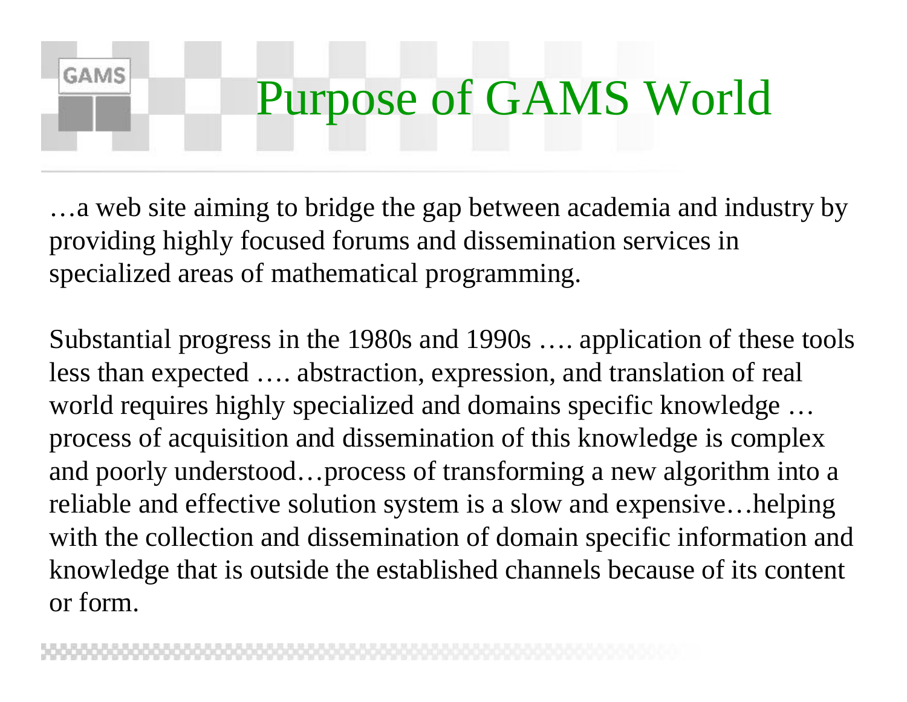# Purpose of GAMS World

…a web site aiming to bridge the gap between academia and industry by providing highly focused forums and dissemination services in specialized areas of mathematical programming.

Substantial progress in the 1980s and 1990s …. application of these tools less than expected …. abstraction, expression, and translation of real world requires highly specialized and domains specific knowledge … process of acquisition and dissemination of this knowledge is complex and poorly understood…process of transforming a new algorithm into a reliable and effective solution system is a slow and expensive…helping with the collection and dissemination of domain specific information and knowledge that is outside the established channels because of its content or form.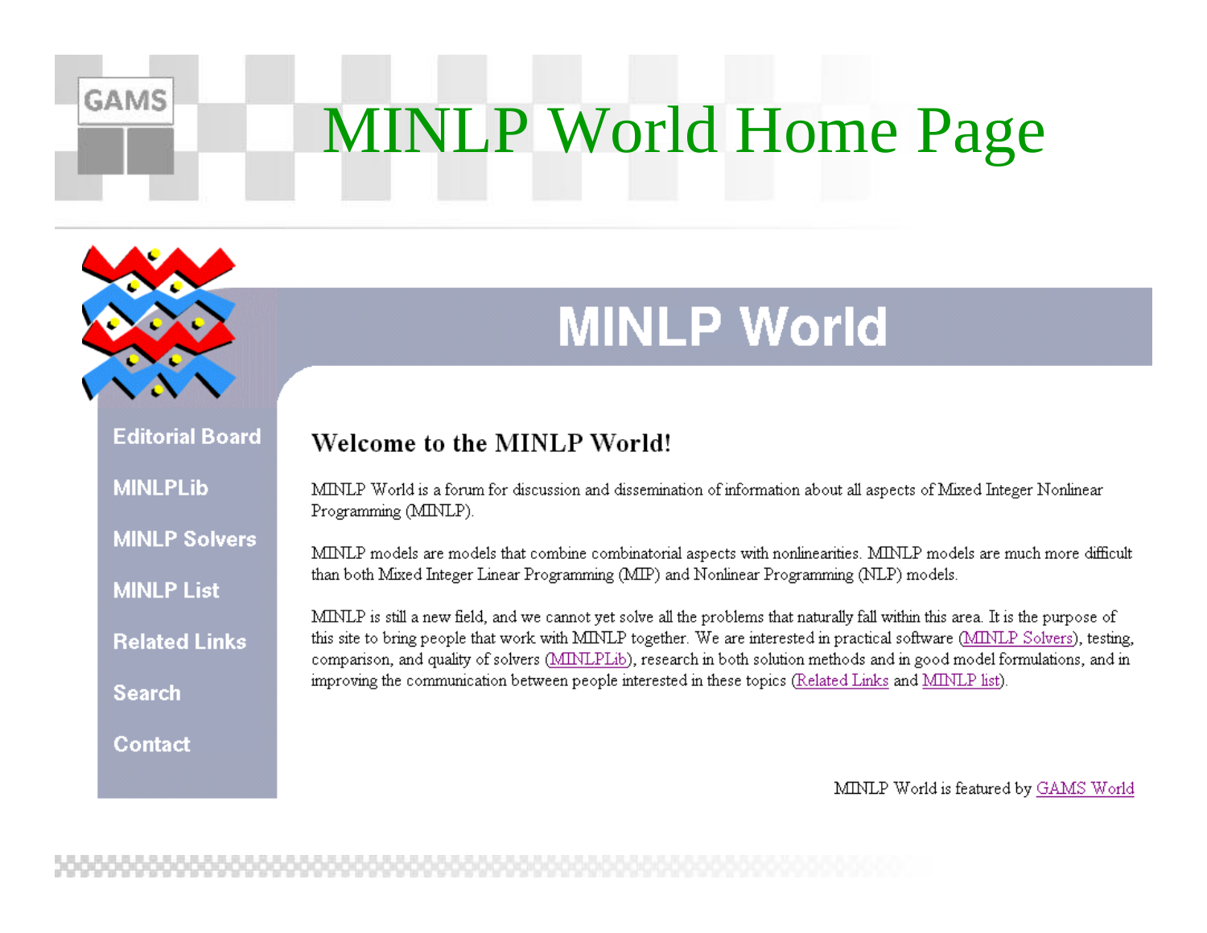# MINLP World Home Page

## MINLP World

- Editorial Board
- MINLPLib
- MINLP Solvers
- MINLP List
- Related Links
- Search
- Contact

### Welcome to the MINLP World!

MINLP World is a forum for discussion and dissemination of information about all aspects of Mixed Integer Nonlinear Programming (MINLP).

MINLP models are models that combine combinatorial aspects with nonlinearities. MINLP models are much more difficult than both Mixed Integer Linear Programming (MIP) and Nonlinear Programming (NLP) models.

MINLP is still a new field, and we cannot yet solve all the problems that naturally fall within this area. It is the purpose of this site to bring people that work with MINLP together. We are interested in practical software (MINLP Solvers), testing, comparison, and quality of solvers (MINLPLib), research in both solution methods and in good model formulations, and in improving the communication between people interested in these topics (Related Links and MINLP list).

MINLP World is featured by GAMS World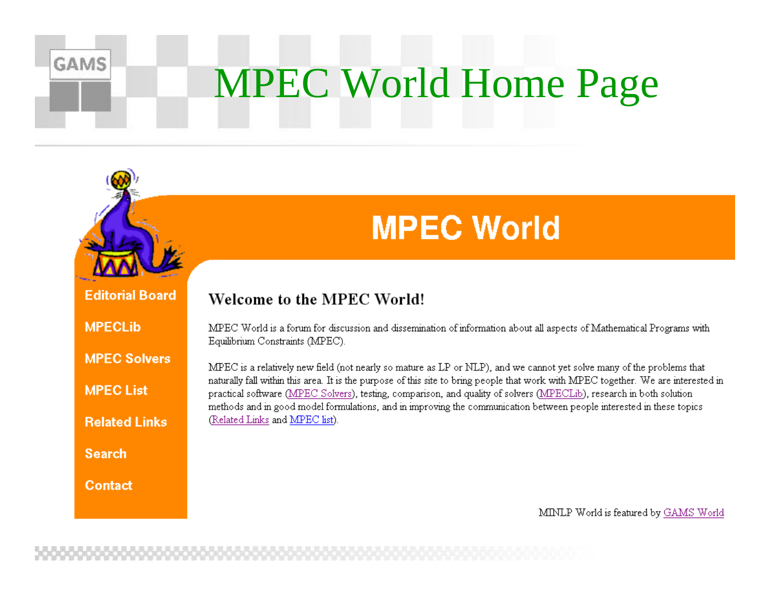# MPEC World Home Page

## MPEC World

- Editorial Board
- MPECLib
- MPEC Solvers
- MPEC List
- Related Links
- Search
- Contact

### Welcome to the MPEC World!

MPEC World is a forum for discussion and dissemination of information about all aspects of Mathematical Programs with Equilibrium Constraints (MPEC).

MPEC is a relatively new field (not nearly so mature as LP or NLP), and we cannot yet solve many of the problems that naturally fall within this area. It is the purpose of this site to bring people that work with MPEC together. We are interested in practical software (MPEC Solvers), testing, comparison, and quality of solvers (MPECLib), research in both solution methods and in good model formulations, and in improving the communication between people interested in these topics (Related Links and MPEC list).

MINLP World is featured by GAMS World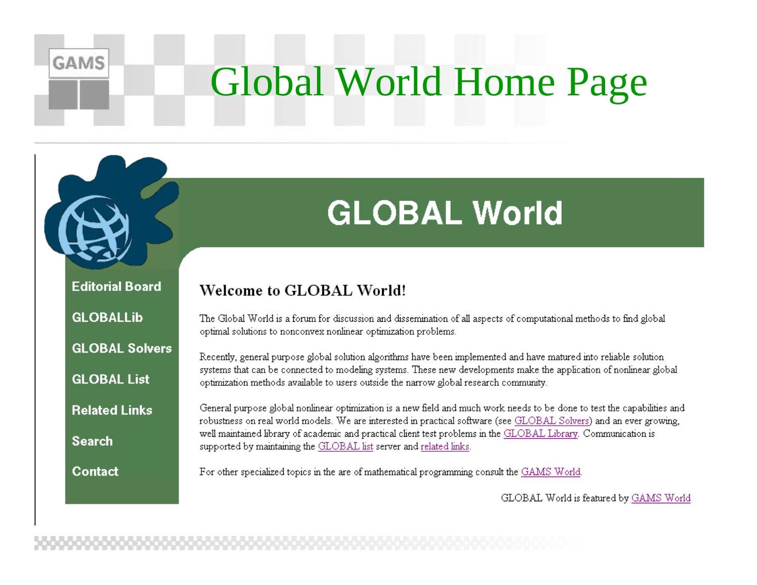# Global World Home Page

## GLOBAL World

- Editorial Board
- GLOBALLib
- GLOBAL Solvers
- GLOBAL List
- Related Links
- Search
- Contact

### Welcome to GLOBAL World!

The Global World is a forum for discussion and dissemination of all aspects of computational methods to find global optimal solutions to nonconvex nonlinear optimization problems.

Recently, general purpose global solution algorithms have been implemented and have matured into reliable solution systems that can be connected to modeling systems. These new developments make the application of nonlinear global optimization methods available to users outside the narrow global research community.

General purpose global nonlinear optimization is a new field and much work needs to be done to test the capabilities and robustness on real world models. We are interested in practical software (see GLOBAL Solvers) and an ever growing, well maintained library of academic and practical client test problems in the GLOBAL Library. Communication is supported by maintaining the GLOBAL list server and related links.

For other specialized topics in the are of mathematical programming consult the GAMS World.

GLOBAL World is featured by GAMS World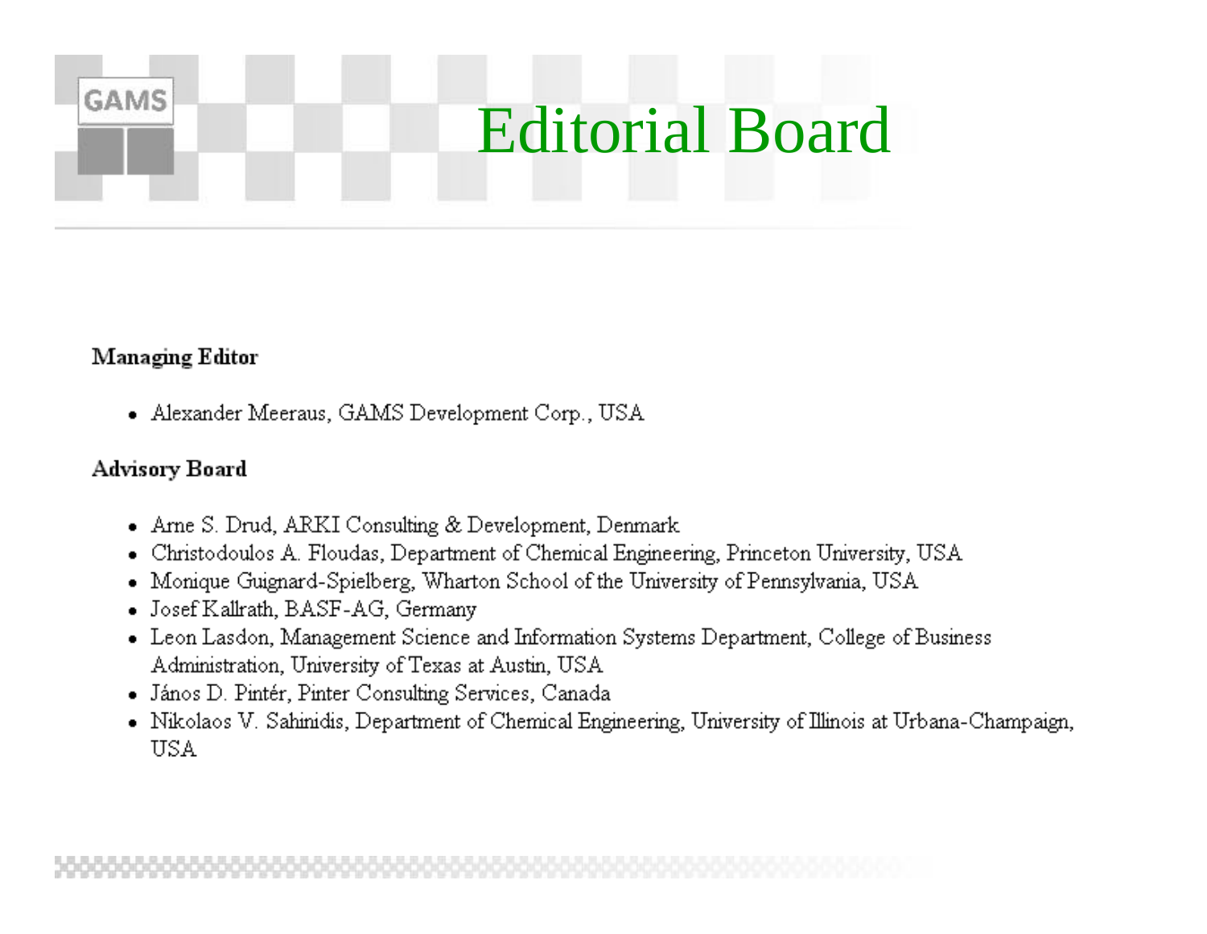# Editorial Board

**Managing Editor**

- Alexander Meeraus, GAMS Development Corp., USA

**Advisory Board**

- Arne S. Drud, ARKI Consulting & Development, Denmark
- Christodoulos A. Floudas, Department of Chemical Engineering, Princeton University, USA
- Monique Guignard-Spielberg, Wharton School of the University of Pennsylvania, USA
- Josef Kallrath, BASF-AG, Germany
- Leon Lasdon, Management Science and Information Systems Department, College of Business Administration, University of Texas at Austin, USA
- János D. Pintér, Pinter Consulting Services, Canada
- Nikolaos V. Sahinidis, Department of Chemical Engineering, University of Illinois at Urbana-Champaign, USA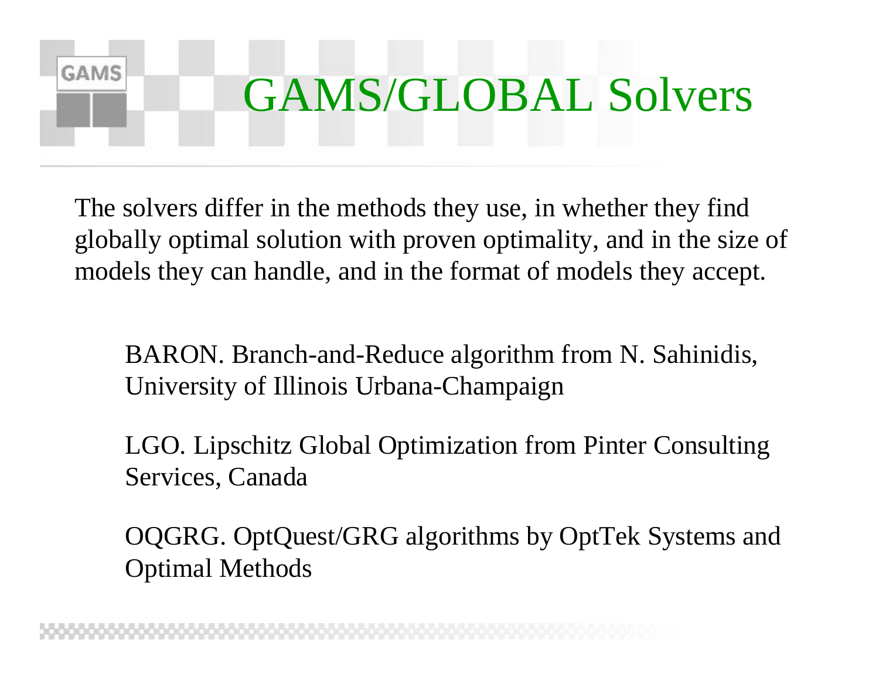# GAMS/GLOBAL Solvers

The solvers differ in the methods they use, in whether they find globally optimal solution with proven optimality, and in the size of models they can handle, and in the format of models they accept.

BARON. Branch-and-Reduce algorithm from N. Sahinidis, University of Illinois Urbana-Champaign

LGO. Lipschitz Global Optimization from Pinter Consulting Services, Canada

OQGRG. OptQuest/GRG algorithms by OptTek Systems and Optimal Methods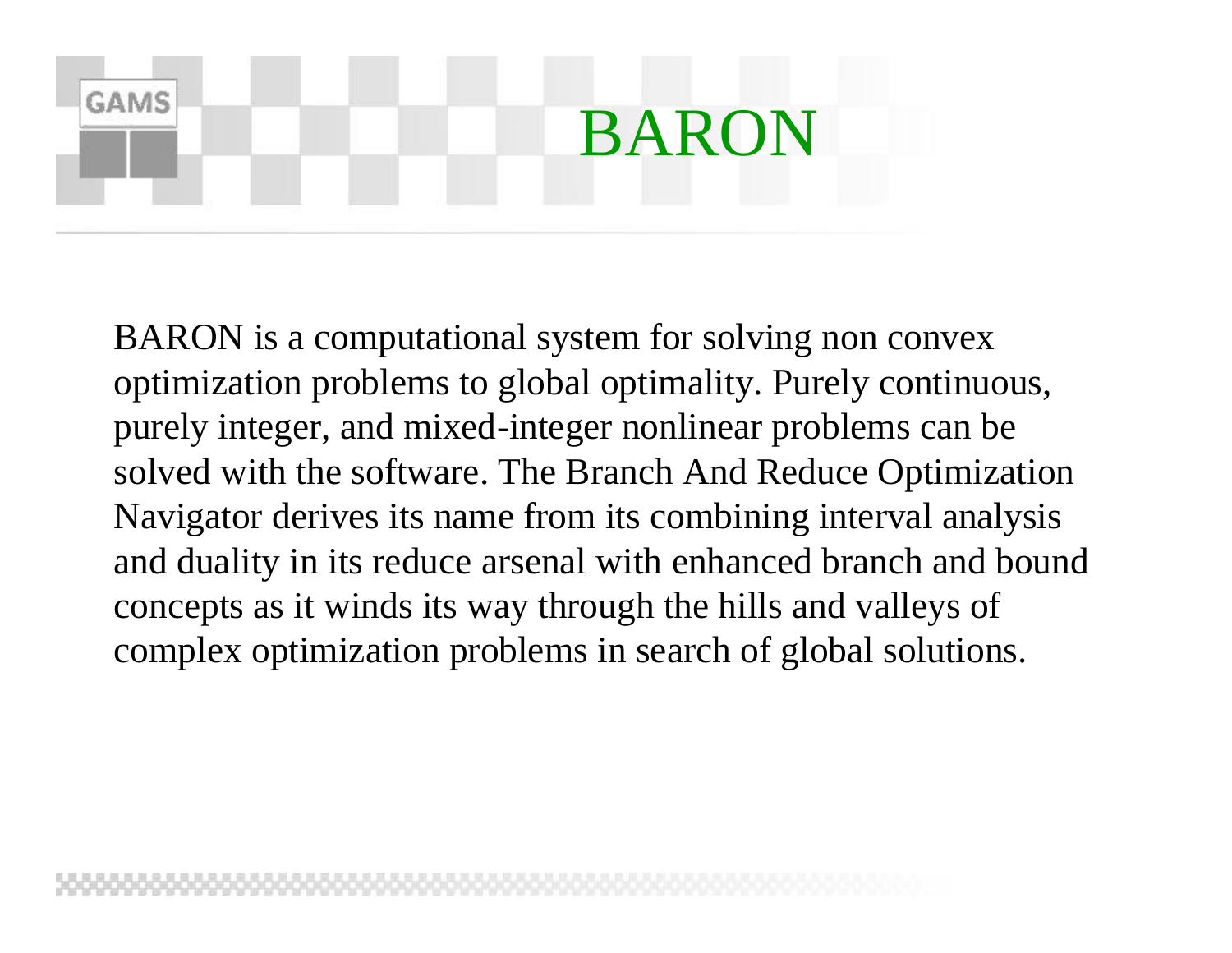# BARON

BARON is a computational system for solving non convex optimization problems to global optimality. Purely continuous, purely integer, and mixed-integer nonlinear problems can be solved with the software. The Branch And Reduce Optimization Navigator derives its name from its combining interval analysis and duality in its reduce arsenal with enhanced branch and bound concepts as it winds its way through the hills and valleys of complex optimization problems in search of global solutions.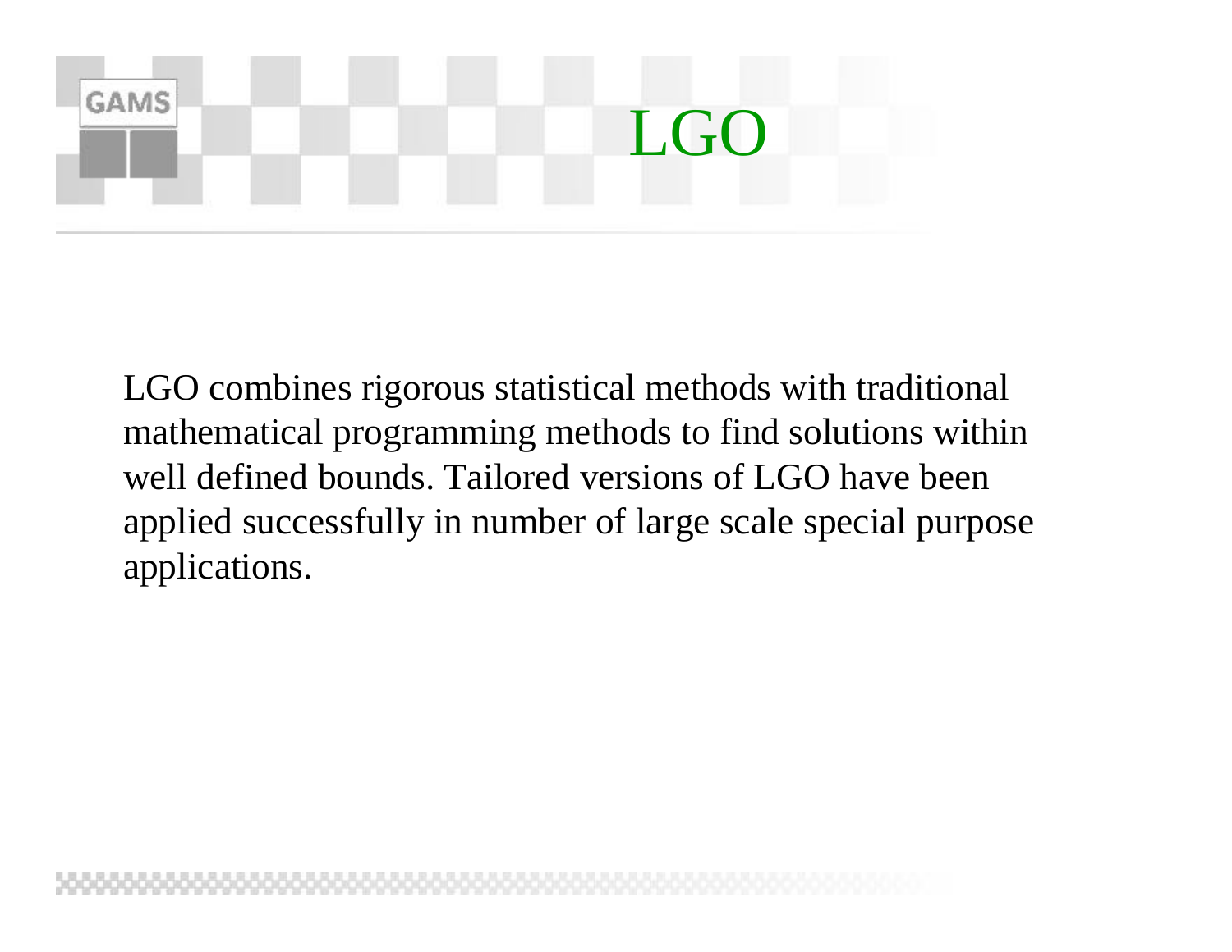# LGO

LGO combines rigorous statistical methods with traditional mathematical programming methods to find solutions within well defined bounds. Tailored versions of LGO have been applied successfully in number of large scale special purpose applications.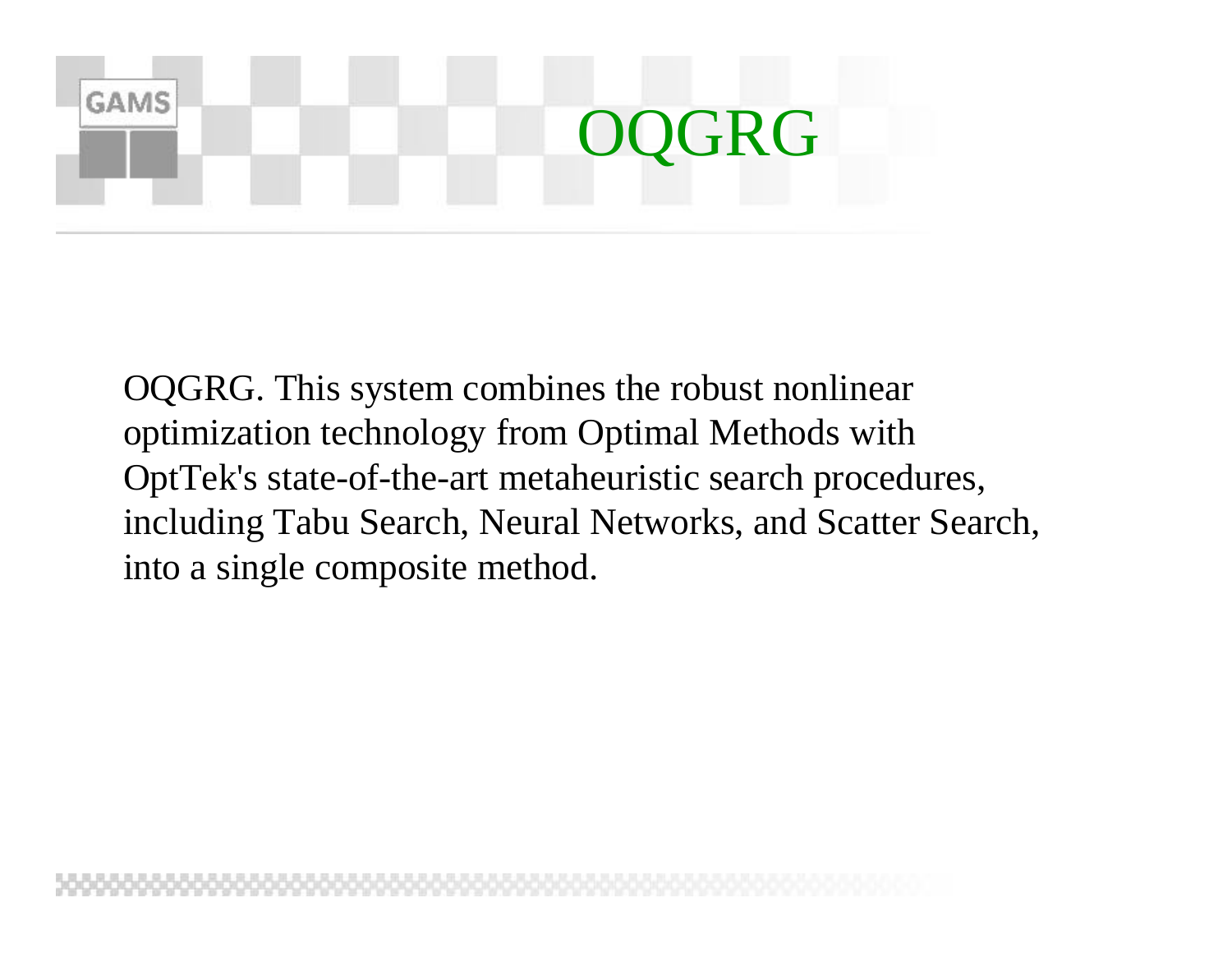# OQGRG

OQGRG. This system combines the robust nonlinear optimization technology from Optimal Methods with OptTek's state-of-the-art metaheuristic search procedures, including Tabu Search, Neural Networks, and Scatter Search, into a single composite method.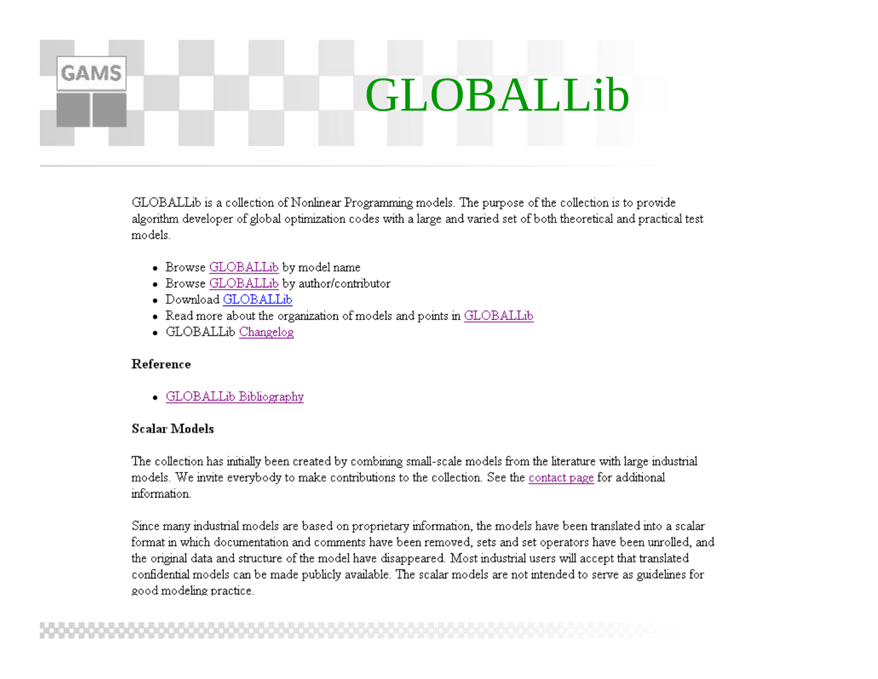# GLOBALLib

GLOBALLib is a collection of Nonlinear Programming models. The purpose of the collection is to provide algorithm developer of global optimization codes with a large and varied set of both theoretical and practical test models.

- Browse GLOBALLib by model name
- Browse GLOBALLib by author/contributor
- Download GLOBALLib
- Read more about the organization of models and points in GLOBALLib
- GLOBALLib Changelog

**Reference**

- GLOBALLib Bibliography

**Scalar Models**

The collection has initially been created by combining small-scale models from the literature with large industrial models. We invite everybody to make contributions to the collection. See the contact page for additional information.

Since many industrial models are based on proprietary information, the models have been translated into a scalar format in which documentation and comments have been removed, sets and set operators have been unrolled, and the original data and structure of the model have disappeared. Most industrial users will accept that translated confidential models can be made publicly available. The scalar models are not intended to serve as guidelines for good modeling practice.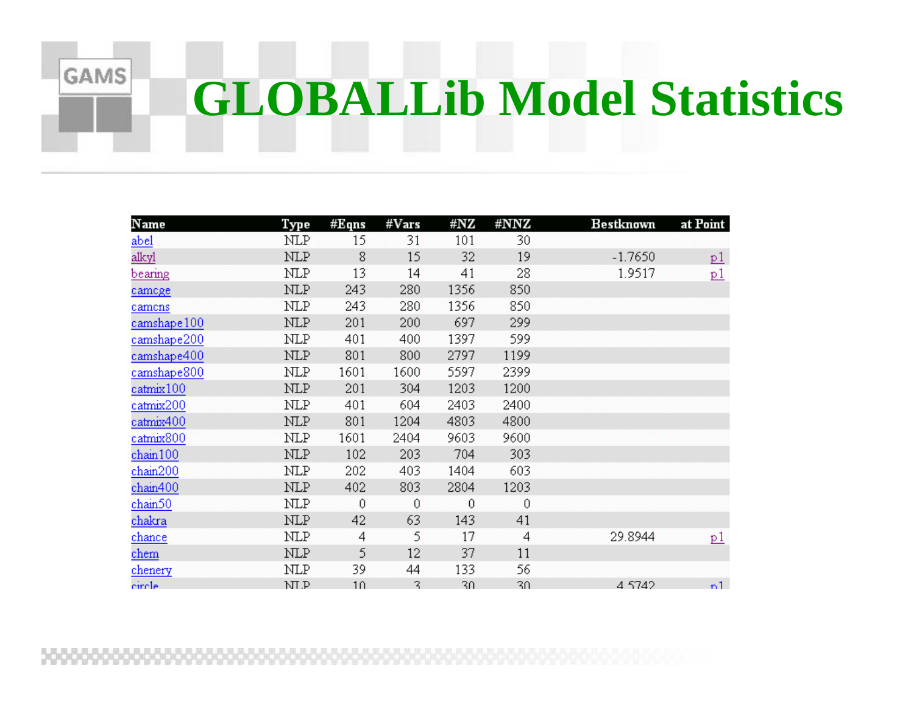# GLOBALLib Model Statistics

| Name | Type | #Eqns | #Vars | #NZ | #NNZ | Bestknown | at Point |
|---|---|---|---|---|---|---|---|
| abel | NLP | 15 | 31 | 101 | 30 | | |
| alkyl | NLP | 8 | 15 | 32 | 19 | -1.7650 | p1 |
| bearing | NLP | 13 | 14 | 41 | 28 | 1.9517 | p1 |
| camcge | NLP | 243 | 280 | 1356 | 850 | | |
| camcns | NLP | 243 | 280 | 1356 | 850 | | |
| camshape100 | NLP | 201 | 200 | 697 | 299 | | |
| camshape200 | NLP | 401 | 400 | 1397 | 599 | | |
| camshape400 | NLP | 801 | 800 | 2797 | 1199 | | |
| camshape800 | NLP | 1601 | 1600 | 5597 | 2399 | | |
| catmix100 | NLP | 201 | 304 | 1203 | 1200 | | |
| catmix200 | NLP | 401 | 604 | 2403 | 2400 | | |
| catmix400 | NLP | 801 | 1204 | 4803 | 4800 | | |
| catmix800 | NLP | 1601 | 2404 | 9603 | 9600 | | |
| chain100 | NLP | 102 | 203 | 704 | 303 | | |
| chain200 | NLP | 202 | 403 | 1404 | 603 | | |
| chain400 | NLP | 402 | 803 | 2804 | 1203 | | |
| chain50 | NLP | 0 | 0 | 0 | 0 | | |
| chakra | NLP | 42 | 63 | 143 | 41 | | |
| chance | NLP | 4 | 5 | 17 | 4 | 29.8944 | p1 |
| chem | NLP | 5 | 12 | 37 | 11 | | |
| chenery | NLP | 39 | 44 | 133 | 56 | | |
| circle | NLP | 10 | 3 | 30 | 30 | 4.5742 | p1 |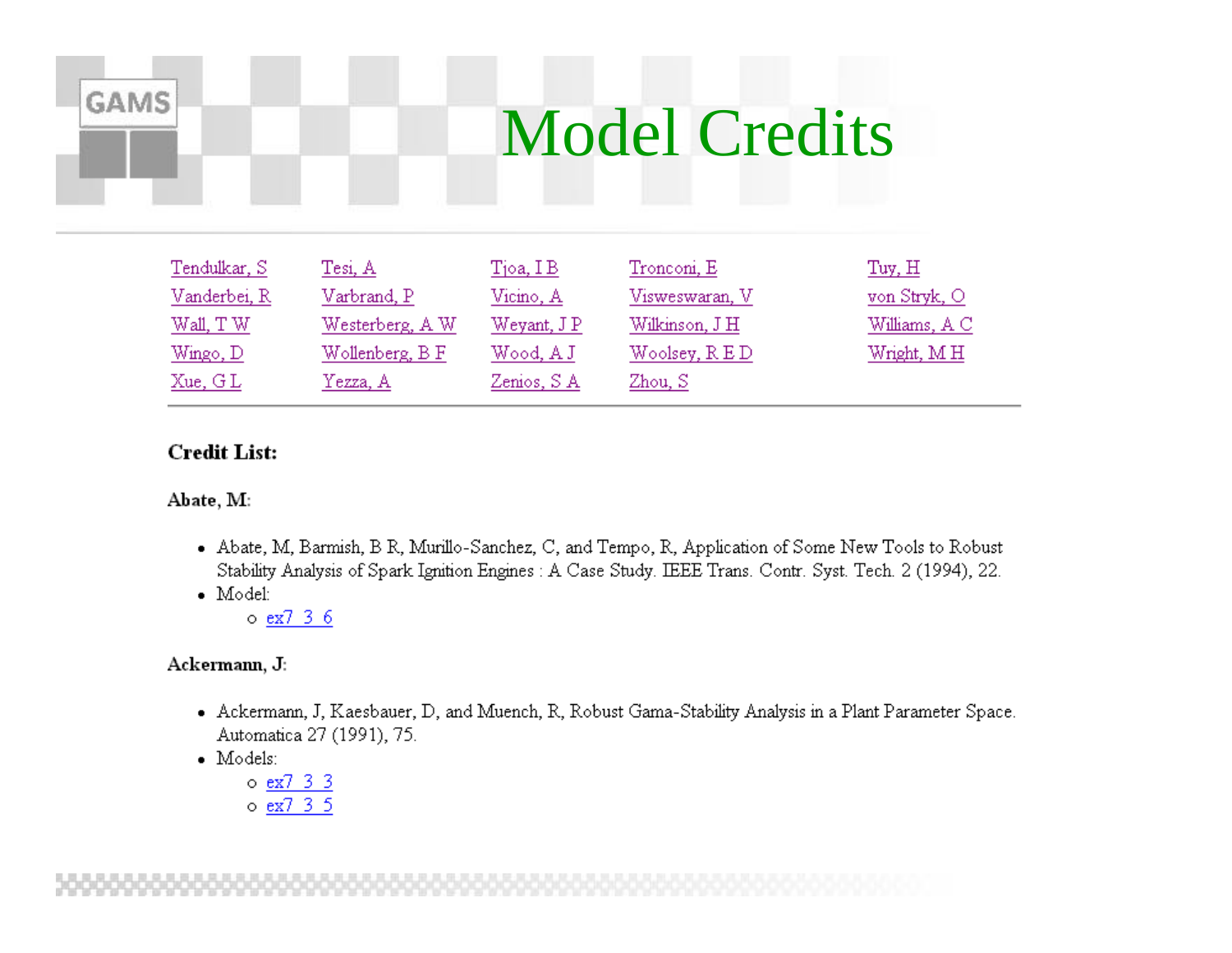# Model Credits

| | | | | |
|---|---|---|---|---|
| Tendulkar, S | Tesi, A | Tjoa, I B | Tronconi, E | Tuy, H |
| Vanderbei, R | Varbrand, P | Vicino, A | Visweswaran, V | von Stryk, O |
| Wall, T W | Westerberg, A W | Weyant, J P | Wilkinson, J H | Williams, A C |
| Wingo, D | Wollenberg, B F | Wood, A J | Woolsey, R E D | Wright, M H |
| Xue, G L | Yezza, A | Zenios, S A | Zhou, S | |

**Credit List:**

**Abate, M:**

- Abate, M, Barmish, B R, Murillo-Sanchez, C, and Tempo, R, Application of Some New Tools to Robust Stability Analysis of Spark Ignition Engines : A Case Study. IEEE Trans. Contr. Syst. Tech. 2 (1994), 22.
- Model:
  - ex7_3_6

**Ackermann, J:**

- Ackermann, J, Kaesbauer, D, and Muench, R, Robust Gama-Stability Analysis in a Plant Parameter Space. Automatica 27 (1991), 75.
- Models:
  - ex7_3_3
  - ex7_3_5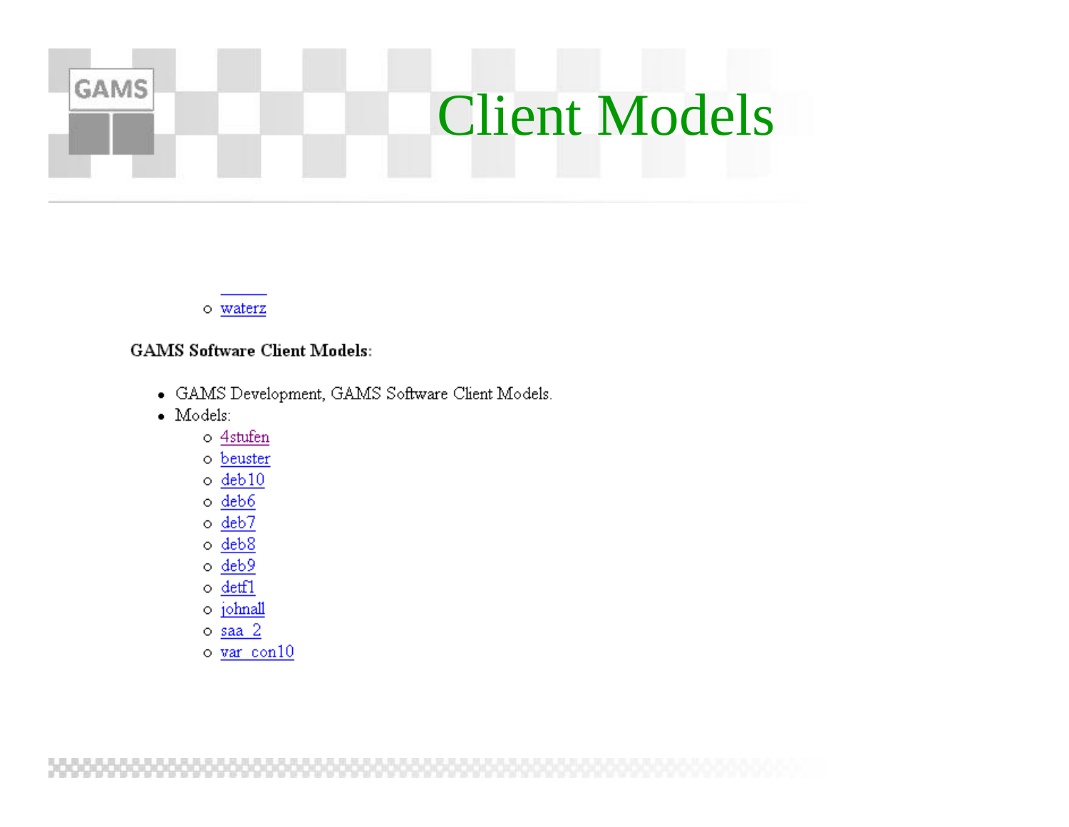# Client Models

- waterz

**GAMS Software Client Models:**

- GAMS Development, GAMS Software Client Models.
- Models:
  - 4stufen
  - beuster
  - deb10
  - deb6
  - deb7
  - deb8
  - deb9
  - detf1
  - johnall
  - saa_2
  - var_con10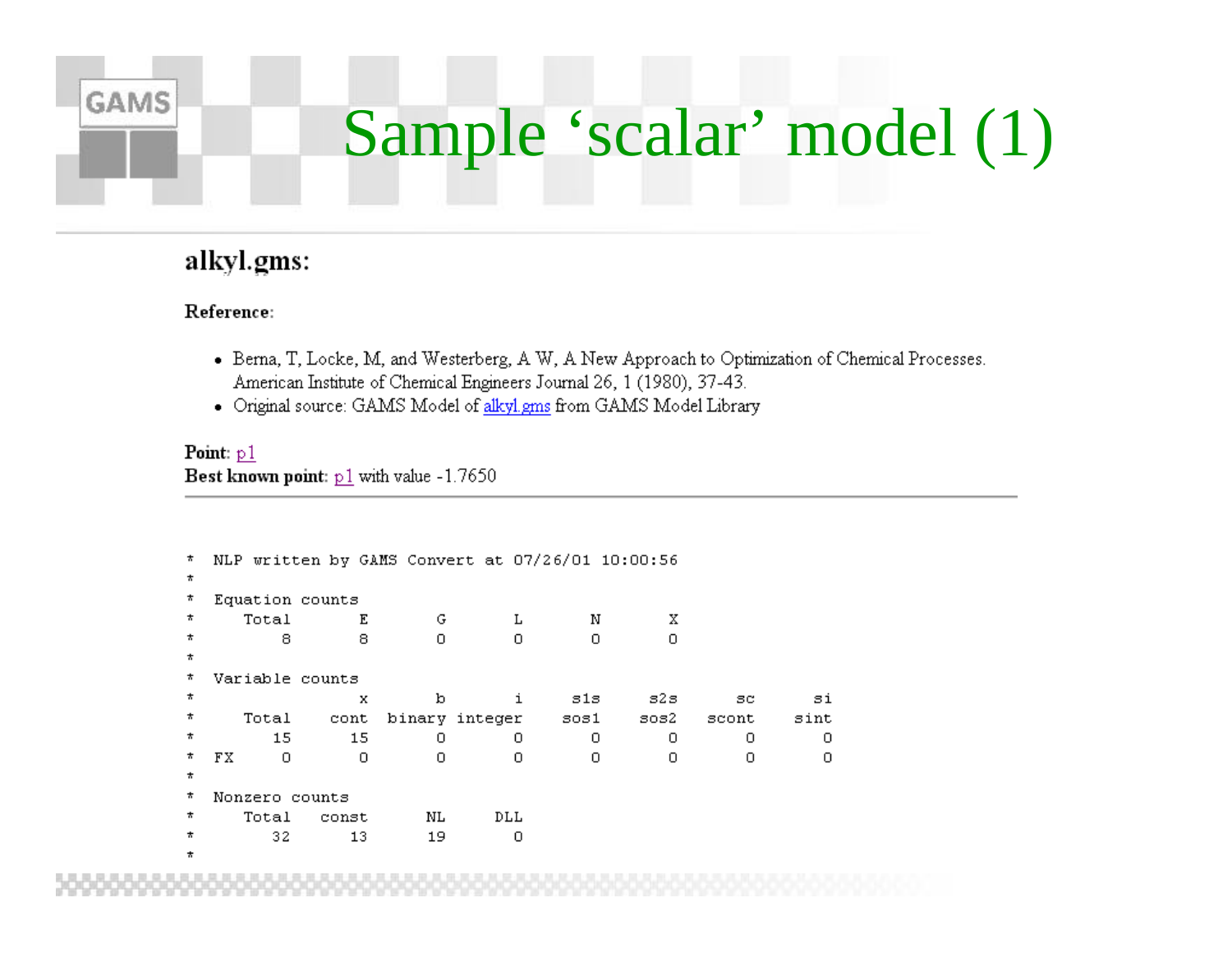# Sample 'scalar' model (1)

## alkyl.gms:

**Reference:**

- Berna, T, Locke, M, and Westerberg, A W, A New Approach to Optimization of Chemical Processes. American Institute of Chemical Engineers Journal 26, 1 (1980), 37-43.
- Original source: GAMS Model of alkyl.gms from GAMS Model Library

**Point:** p1
**Best known point:** p1 with value -1.7650

```
*  NLP written by GAMS Convert at 07/26/01 10:00:56
*
*  Equation counts
*     Total       E       G       L       N       X
*         8       8       0       0       0       0
*
*  Variable counts
*                 x       b       i     s1s     s2s      sc      si
*     Total    cont  binary integer    sos1    sos2   scont    sint
*        15      15       0       0       0       0       0       0
*  FX     0       0       0       0       0       0       0       0
*
*  Nonzero counts
*     Total   const      NL     DLL
*        32      13      19       0
*
```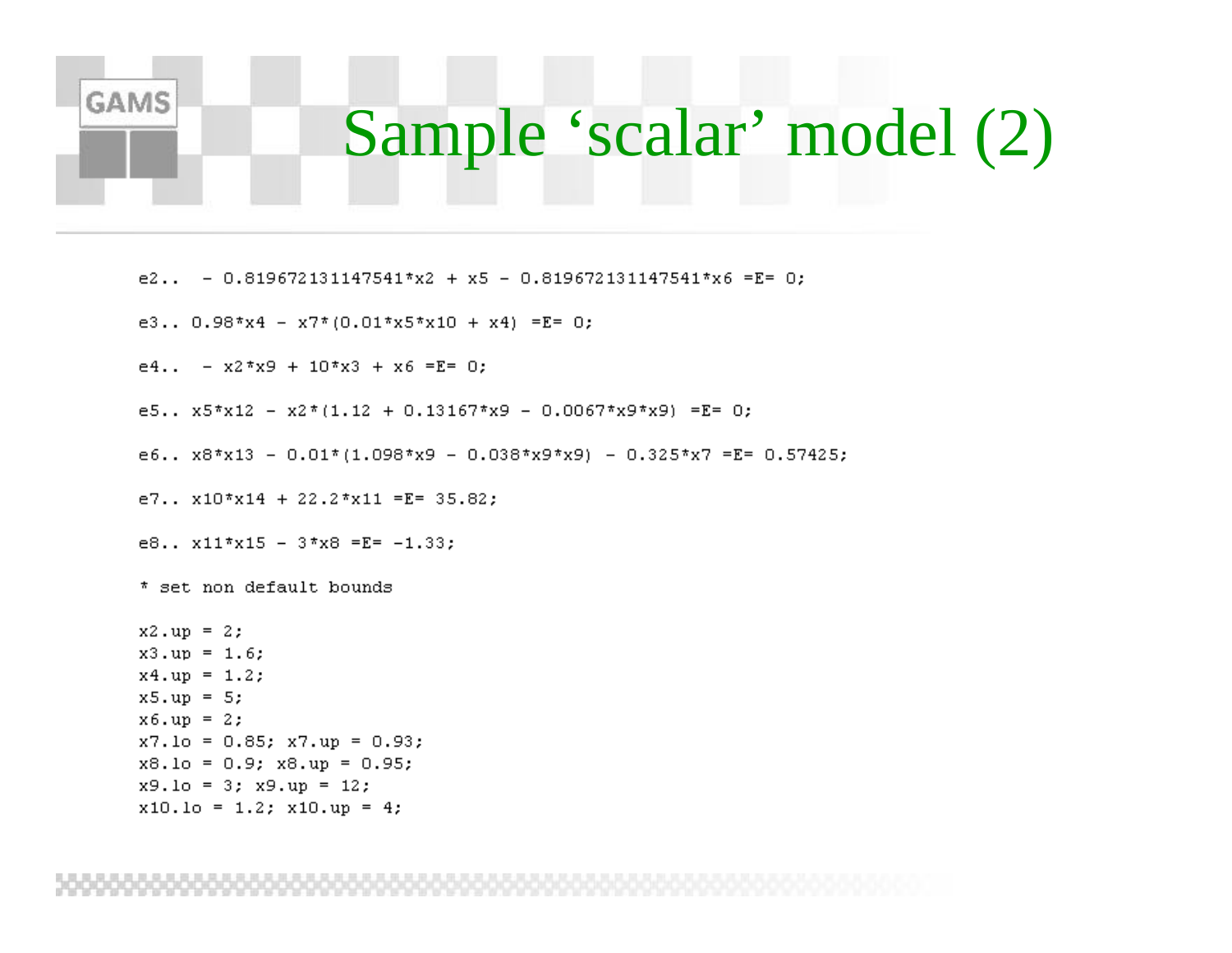# Sample ‘scalar’ model (2)

```
e2..  - 0.819672131147541*x2 + x5 - 0.819672131147541*x6 =E= 0;

e3.. 0.98*x4 - x7*(0.01*x5*x10 + x4) =E= 0;

e4..  - x2*x9 + 10*x3 + x6 =E= 0;

e5.. x5*x12 - x2*(1.12 + 0.13167*x9 - 0.0067*x9*x9) =E= 0;

e6.. x8*x13 - 0.01*(1.098*x9 - 0.038*x9*x9) - 0.325*x7 =E= 0.57425;

e7.. x10*x14 + 22.2*x11 =E= 35.82;

e8.. x11*x15 - 3*x8 =E= -1.33;

* set non default bounds

x2.up = 2;
x3.up = 1.6;
x4.up = 1.2;
x5.up = 5;
x6.up = 2;
x7.lo = 0.85; x7.up = 0.93;
x8.lo = 0.9; x8.up = 0.95;
x9.lo = 3; x9.up = 12;
x10.lo = 1.2; x10.up = 4;
```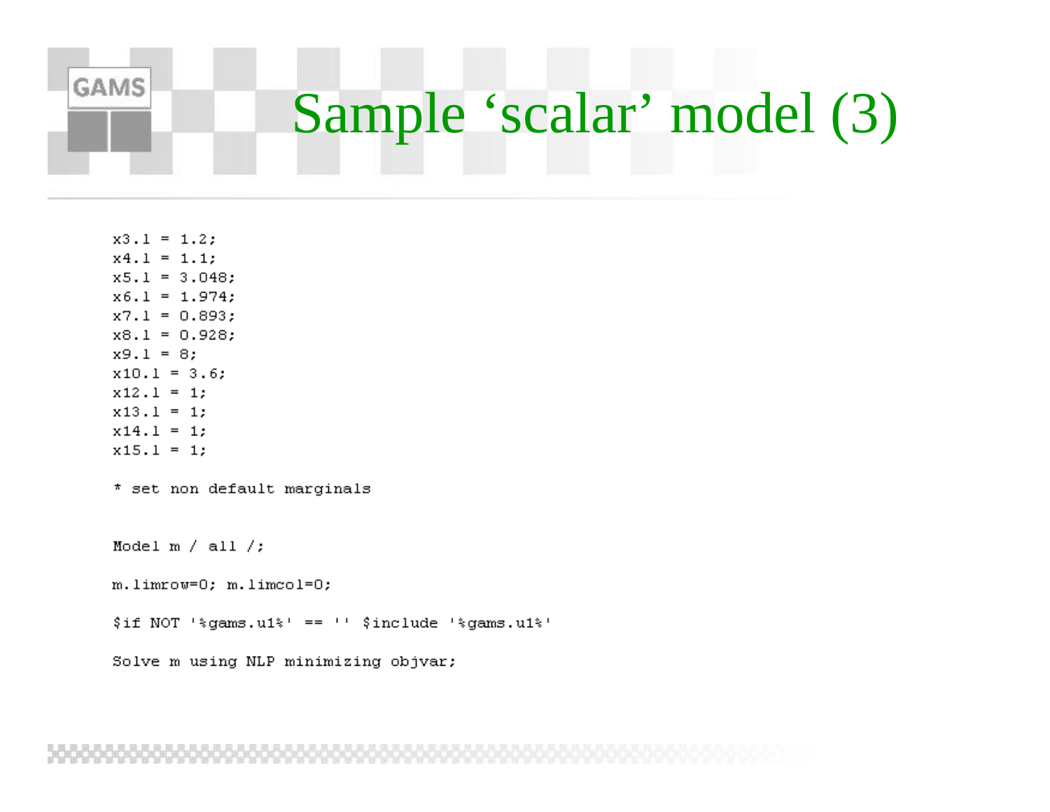# Sample ‘scalar’ model (3)

```
x3.l = 1.2;
x4.l = 1.1;
x5.l = 3.048;
x6.l = 1.974;
x7.l = 0.893;
x8.l = 0.928;
x9.l = 8;
x10.l = 3.6;
x12.l = 1;
x13.l = 1;
x14.l = 1;
x15.l = 1;

* set non default marginals


Model m / all /;

m.limrow=0; m.limcol=0;

$if NOT '%gams.u1%' == '' $include '%gams.u1%'

Solve m using NLP minimizing objvar;
```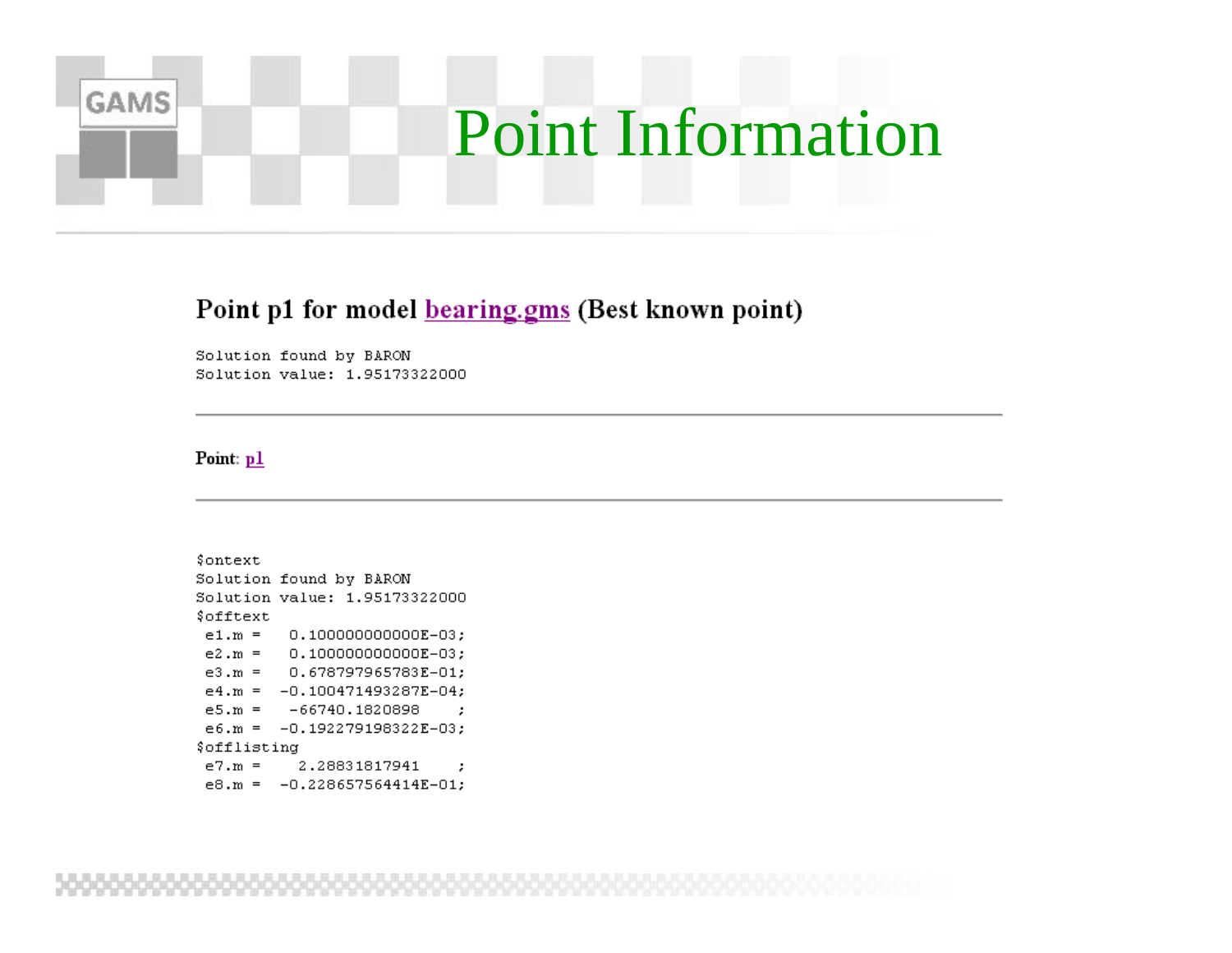# Point Information

### Point p1 for model bearing.gms (Best known point)

```
Solution found by BARON
Solution value: 1.95173322000
```

---

**Point**: p1

---

```
$ontext
Solution found by BARON
Solution value: 1.95173322000
$offtext
 e1.m =    0.100000000000E-03;
 e2.m =    0.100000000000E-03;
 e3.m =    0.678797965783E-01;
 e4.m =   -0.100471493287E-04;
 e5.m =    -66740.1820898    ;
 e6.m =   -0.192279198322E-03;
$offlisting
 e7.m =     2.28831817941    ;
 e8.m =   -0.228657564414E-01;
```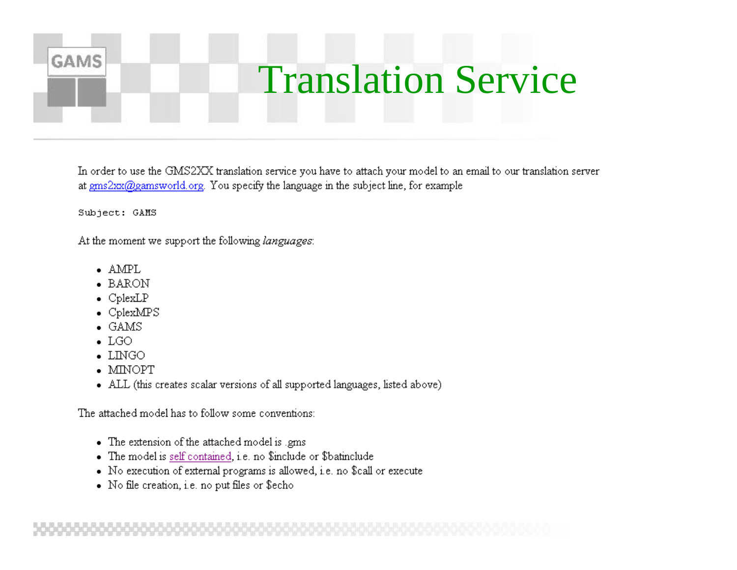# Translation Service

In order to use the GMS2XX translation service you have to attach your model to an email to our translation server at gms2xx@gamsworld.org. You specify the language in the subject line, for example

```
Subject: GAMS
```

At the moment we support the following *languages*:

- AMPL
- BARON
- CplexLP
- CplexMPS
- GAMS
- LGO
- LINGO
- MINOPT
- ALL (this creates scalar versions of all supported languages, listed above)

The attached model has to follow some conventions:

- The extension of the attached model is .gms
- The model is self contained, i.e. no $include or $batinclude
- No execution of external programs is allowed, i.e. no $call or execute
- No file creation, i.e. no put files or $echo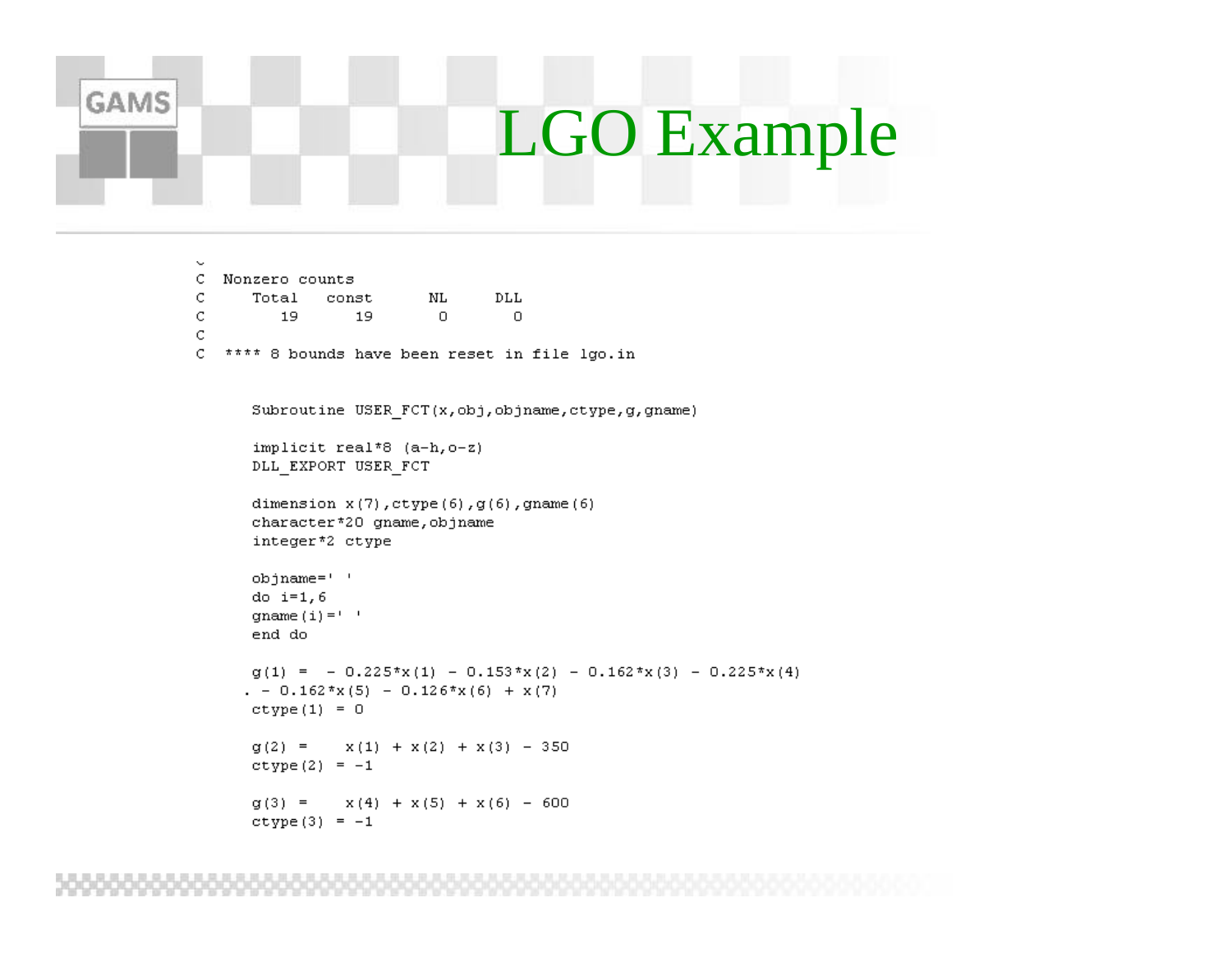# LGO Example

```
C  Nonzero counts
C      Total    const       NL      DLL
C         19       19        0        0
C
C  **** 8 bounds have been reset in file lgo.in


      Subroutine USER_FCT(x,obj,objname,ctype,g,gname)

      implicit real*8 (a-h,o-z)
      DLL_EXPORT USER_FCT

      dimension x(7),ctype(6),g(6),gname(6)
      character*20 gname,objname
      integer*2 ctype

      objname=' '
      do i=1,6
      gname(i)=' '
      end do

      g(1) =  - 0.225*x(1) - 0.153*x(2) - 0.162*x(3) - 0.225*x(4)
     . - 0.162*x(5) - 0.126*x(6) + x(7)
      ctype(1) = 0

      g(2) =    x(1) + x(2) + x(3) - 350
      ctype(2) = -1

      g(3) =    x(4) + x(5) + x(6) - 600
      ctype(3) = -1
```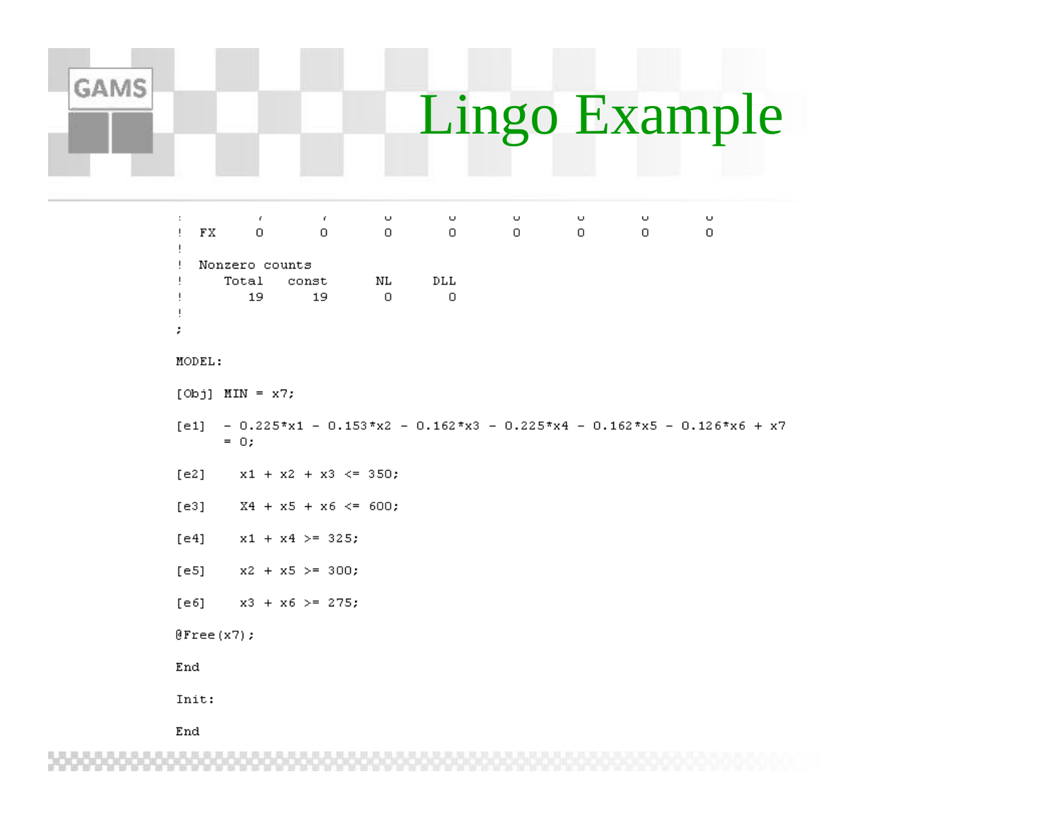# Lingo Example

```
!  FX      0        0        0        0        0        0        0        0
!
!  Nonzero counts
!      Total    const       NL      DLL
!         19       19        0        0
!
;

MODEL:

[Obj] MIN = x7;

[e1]   - 0.225*x1 - 0.153*x2 - 0.162*x3 - 0.225*x4 - 0.162*x5 - 0.126*x6 + x7
       = 0;

[e2]     x1 + x2 + x3 <= 350;

[e3]     X4 + x5 + x6 <= 600;

[e4]     x1 + x4 >= 325;

[e5]     x2 + x5 >= 300;

[e6]     x3 + x6 >= 275;

@Free(x7);

End

Init:

End
```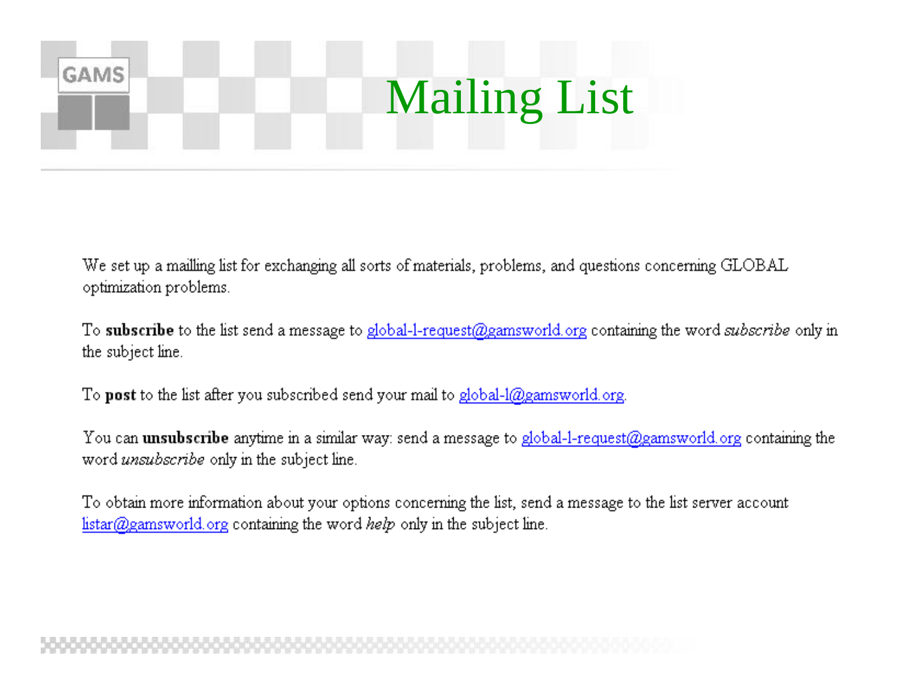# Mailing List

We set up a mailling list for exchanging all sorts of materials, problems, and questions concerning GLOBAL optimization problems.

To **subscribe** to the list send a message to global-l-request@gamsworld.org containing the word *subscribe* only in the subject line.

To **post** to the list after you subscribed send your mail to global-l@gamsworld.org.

You can **unsubscribe** anytime in a similar way: send a message to global-l-request@gamsworld.org containing the word *unsubscribe* only in the subject line.

To obtain more information about your options concerning the list, send a message to the list server account listar@gamsworld.org containing the word *help* only in the subject line.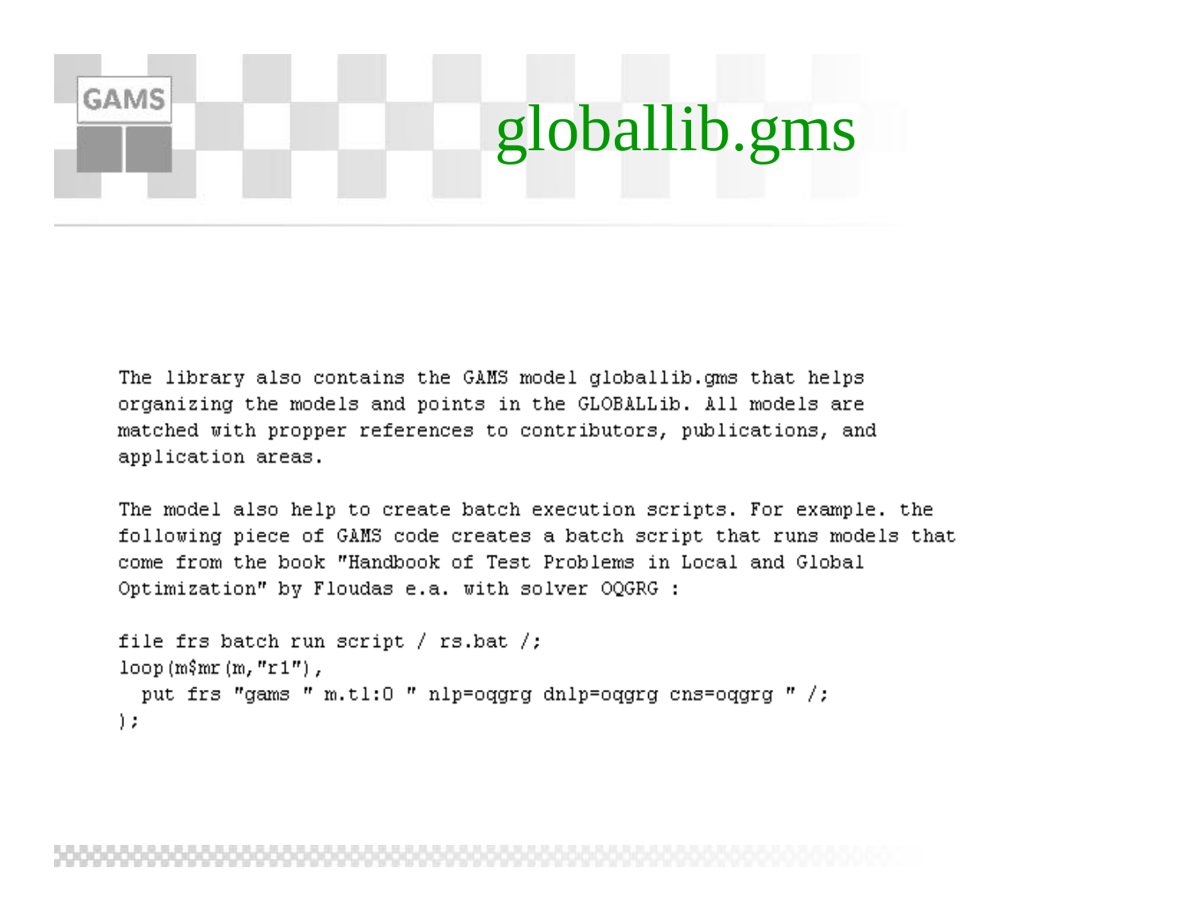# globallib.gms

The library also contains the GAMS model globallib.gms that helps organizing the models and points in the GLOBALLib. All models are matched with propper references to contributors, publications, and application areas.

The model also help to create batch execution scripts. For example. the following piece of GAMS code creates a batch script that runs models that come from the book "Handbook of Test Problems in Local and Global Optimization" by Floudas e.a. with solver OQGRG :

```
file frs batch run script / rs.bat /;
loop(m$mr(m,"r1"),
  put frs "gams " m.tl:0 " nlp=oqgrg dnlp=oqgrg cns=oqgrg " /;
);
```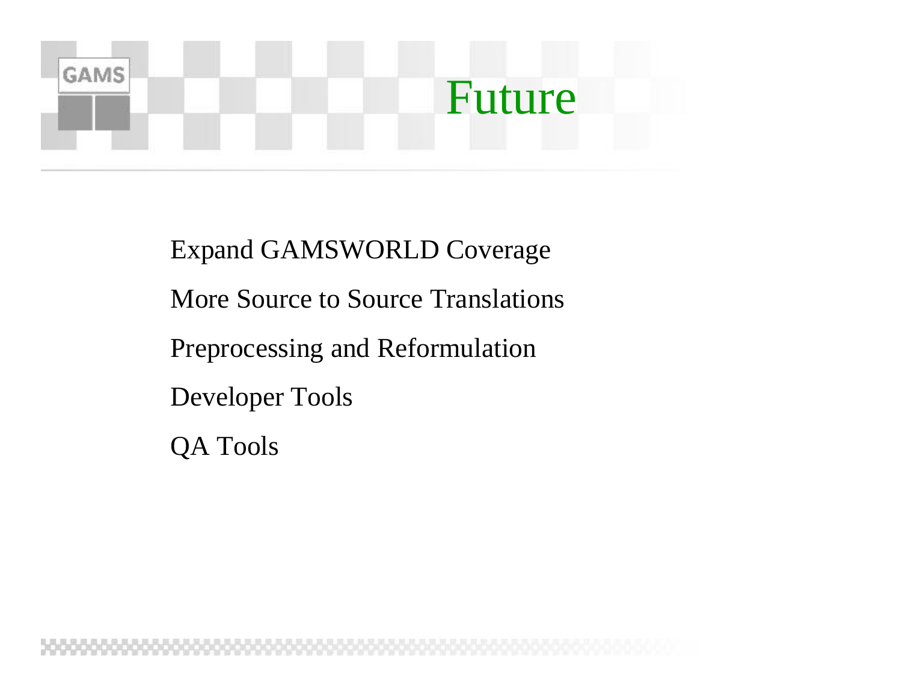# Future

Expand GAMSWORLD Coverage

More Source to Source Translations

Preprocessing and Reformulation

Developer Tools

QA Tools